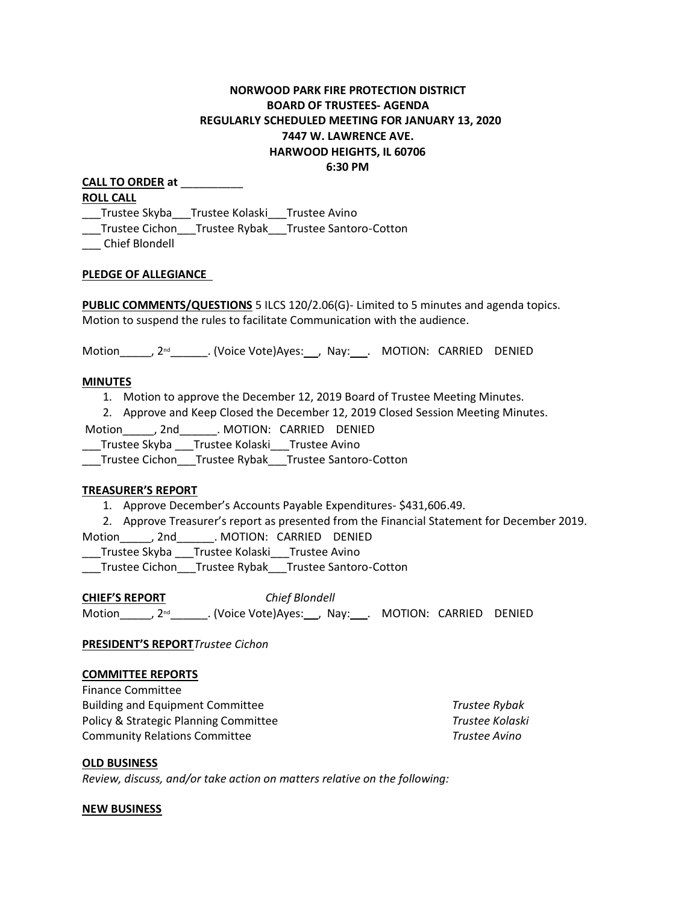**NORWOOD PARK FIRE PROTECTION DISTRICT**
**BOARD OF TRUSTEES- AGENDA**
**REGULARLY SCHEDULED MEETING FOR JANUARY 13, 2020**
**7447 W. LAWRENCE AVE.**
**HARWOOD HEIGHTS, IL 60706**
**6:30 PM**

**CALL TO ORDER at** __________

**ROLL CALL**

___Trustee Skyba___Trustee Kolaski___Trustee Avino
___Trustee Cichon___Trustee Rybak___Trustee Santoro-Cotton
___ Chief Blondell

**PLEDGE OF ALLEGIANCE**

**PUBLIC COMMENTS/QUESTIONS** 5 ILCS 120/2.06(G)- Limited to 5 minutes and agenda topics. Motion to suspend the rules to facilitate Communication with the audience.

Motion_____, 2nd______. (Voice Vote)Ayes:___, Nay:___. MOTION: CARRIED DENIED

**MINUTES**

1. Motion to approve the December 12, 2019 Board of Trustee Meeting Minutes.
2. Approve and Keep Closed the December 12, 2019 Closed Session Meeting Minutes.

Motion_____, 2nd______. MOTION: CARRIED DENIED
___Trustee Skyba ___Trustee Kolaski___Trustee Avino
___Trustee Cichon___Trustee Rybak___Trustee Santoro-Cotton

**TREASURER'S REPORT**

1. Approve December's Accounts Payable Expenditures- $431,606.49.
2. Approve Treasurer's report as presented from the Financial Statement for December 2019.

Motion_____, 2nd______. MOTION: CARRIED DENIED
___Trustee Skyba ___Trustee Kolaski___Trustee Avino
___Trustee Cichon___Trustee Rybak___Trustee Santoro-Cotton

**CHIEF'S REPORT** *Chief Blondell*
Motion_____, 2nd______. (Voice Vote)Ayes:___, Nay:___. MOTION: CARRIED DENIED

**PRESIDENT'S REPORT** *Trustee Cichon*

**COMMITTEE REPORTS**

Finance Committee
Building and Equipment Committee *Trustee Rybak*
Policy & Strategic Planning Committee *Trustee Kolaski*
Community Relations Committee *Trustee Avino*

**OLD BUSINESS**

*Review, discuss, and/or take action on matters relative on the following:*

**NEW BUSINESS**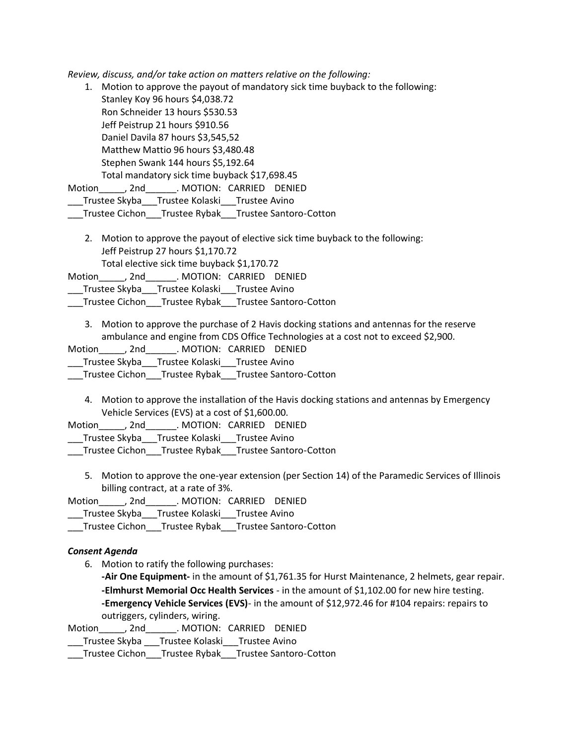*Review, discuss, and/or take action on matters relative on the following:*

1. Motion to approve the payout of mandatory sick time buyback to the following:
   Stanley Koy 96 hours $4,038.72
   Ron Schneider 13 hours $530.53
   Jeff Peistrup 21 hours $910.56
   Daniel Davila 87 hours $3,545,52
   Matthew Mattio 96 hours $3,480.48
   Stephen Swank 144 hours $5,192.64
   Total mandatory sick time buyback $17,698.45

Motion_____, 2nd______. MOTION: CARRIED DENIED
___Trustee Skyba___Trustee Kolaski___Trustee Avino
___Trustee Cichon___Trustee Rybak___Trustee Santoro-Cotton

2. Motion to approve the payout of elective sick time buyback to the following:
   Jeff Peistrup 27 hours $1,170.72
   Total elective sick time buyback $1,170.72

Motion_____, 2nd______. MOTION: CARRIED DENIED
___Trustee Skyba___Trustee Kolaski___Trustee Avino
___Trustee Cichon___Trustee Rybak___Trustee Santoro-Cotton

3. Motion to approve the purchase of 2 Havis docking stations and antennas for the reserve ambulance and engine from CDS Office Technologies at a cost not to exceed $2,900.

Motion_____, 2nd______. MOTION: CARRIED DENIED
___Trustee Skyba___Trustee Kolaski___Trustee Avino
___Trustee Cichon___Trustee Rybak___Trustee Santoro-Cotton

4. Motion to approve the installation of the Havis docking stations and antennas by Emergency Vehicle Services (EVS) at a cost of $1,600.00.

Motion_____, 2nd______. MOTION: CARRIED DENIED
___Trustee Skyba___Trustee Kolaski___Trustee Avino
___Trustee Cichon___Trustee Rybak___Trustee Santoro-Cotton

5. Motion to approve the one-year extension (per Section 14) of the Paramedic Services of Illinois billing contract, at a rate of 3%.

Motion_____, 2nd______. MOTION: CARRIED DENIED
___Trustee Skyba___Trustee Kolaski___Trustee Avino
___Trustee Cichon___Trustee Rybak___Trustee Santoro-Cotton

***Consent Agenda***

6. Motion to ratify the following purchases:
   **-Air One Equipment-** in the amount of $1,761.35 for Hurst Maintenance, 2 helmets, gear repair.
   **-Elmhurst Memorial Occ Health Services** - in the amount of $1,102.00 for new hire testing.
   **-Emergency Vehicle Services (EVS)**- in the amount of $12,972.46 for #104 repairs: repairs to outriggers, cylinders, wiring.

Motion_____, 2nd______. MOTION: CARRIED DENIED
___Trustee Skyba ___Trustee Kolaski___Trustee Avino
___Trustee Cichon___Trustee Rybak___Trustee Santoro-Cotton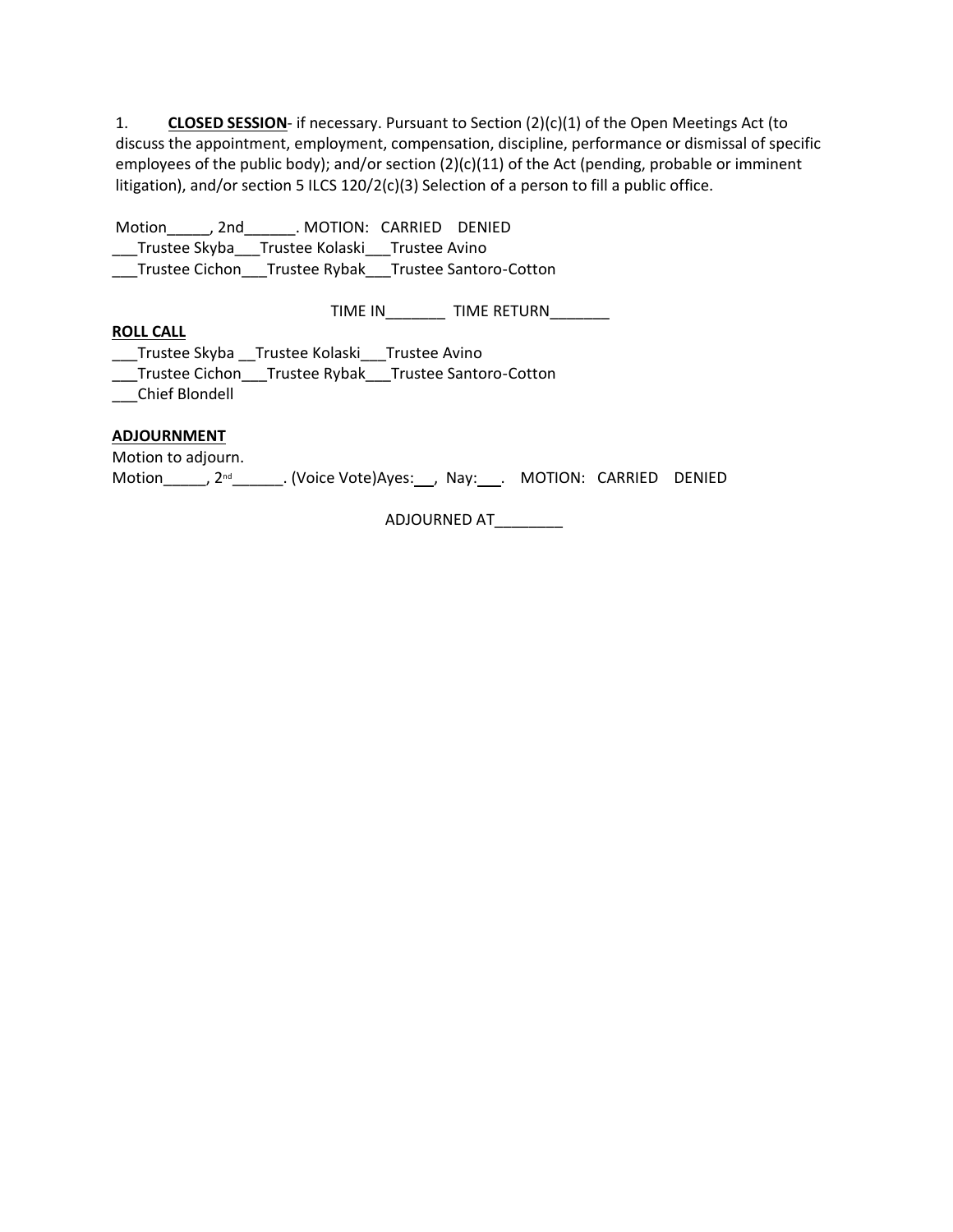1. **CLOSED SESSION**- if necessary. Pursuant to Section (2)(c)(1) of the Open Meetings Act (to discuss the appointment, employment, compensation, discipline, performance or dismissal of specific employees of the public body); and/or section (2)(c)(11) of the Act (pending, probable or imminent litigation), and/or section 5 ILCS 120/2(c)(3) Selection of a person to fill a public office.

Motion_____, 2nd______. MOTION: CARRIED DENIED
___Trustee Skyba___Trustee Kolaski___Trustee Avino
___Trustee Cichon___Trustee Rybak___Trustee Santoro-Cotton

TIME IN_______ TIME RETURN_______

**ROLL CALL**
___Trustee Skyba __Trustee Kolaski___Trustee Avino
___Trustee Cichon___Trustee Rybak___Trustee Santoro-Cotton
___Chief Blondell

**ADJOURNMENT**
Motion to adjourn.
Motion_____, 2nd______. (Voice Vote)Ayes:___, Nay:___. MOTION: CARRIED DENIED

ADJOURNED AT________